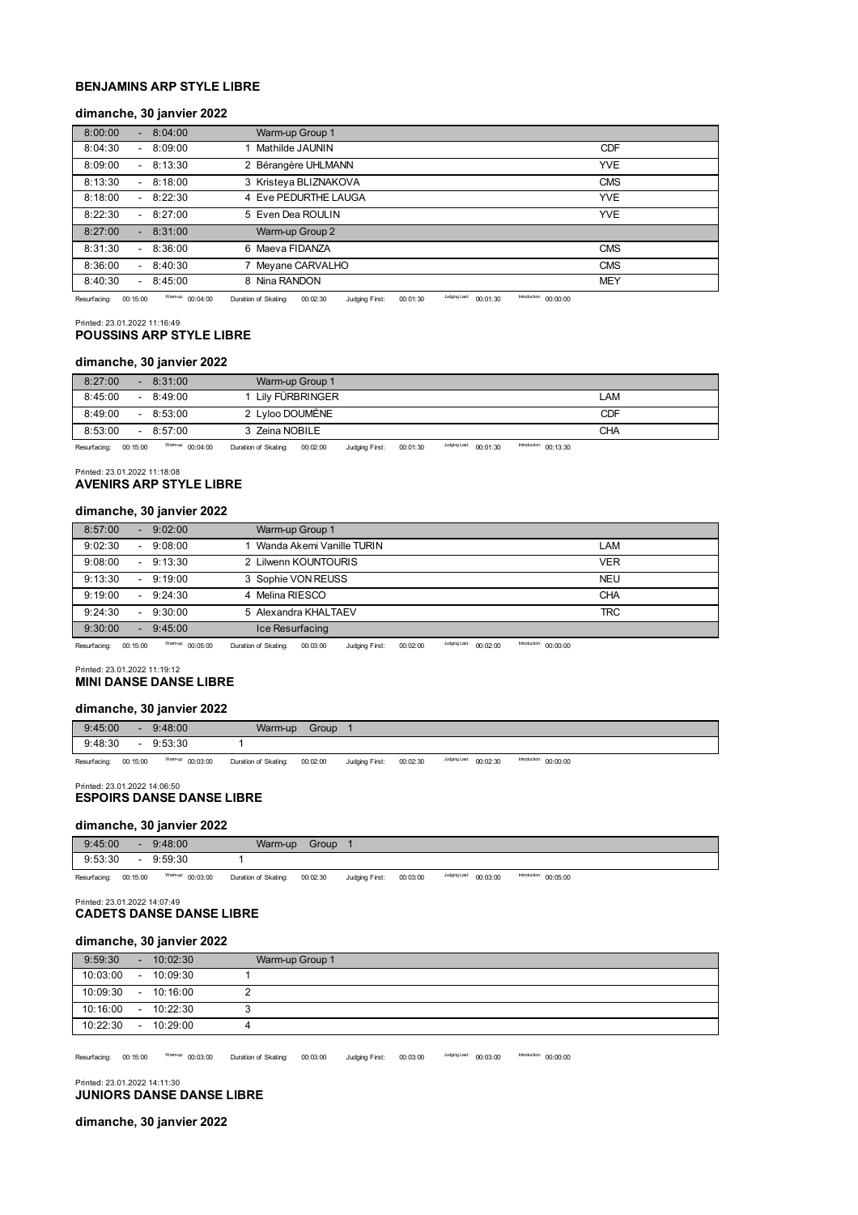**BENJAMINS ARP STYLE LIBRE**

**dimanche, 30 janvier 2022**

| Time | Program | Club |
|---|---|---|
| 8:00:00 - 8:04:00 | Warm-up Group 1 | |
| 8:04:30 - 8:09:00 | 1 Mathilde JAUNIN | CDF |
| 8:09:00 - 8:13:30 | 2 Bérangère UHLMANN | YVE |
| 8:13:30 - 8:18:00 | 3 Kristeya BLIZNAKOVA | CMS |
| 8:18:00 - 8:22:30 | 4 Eve PEDURTHE LAUGA | YVE |
| 8:22:30 - 8:27:00 | 5 Even Dea ROULIN | YVE |
| 8:27:00 - 8:31:00 | Warm-up Group 2 | |
| 8:31:30 - 8:36:00 | 6 Maeva FIDANZA | CMS |
| 8:36:00 - 8:40:30 | 7 Meyane CARVALHO | CMS |
| 8:40:30 - 8:45:00 | 8 Nina RANDON | MEY |

Resurfacing: 00:15:00 Warm-up: 00:04:00 Duration of Skating: 00:02:30 Judging First: 00:01:30 Judging Last: 00:01:30 Introduction: 00:00:00

Printed: 23.01.2022 11:16:49

**POUSSINS ARP STYLE LIBRE**

**dimanche, 30 janvier 2022**

| Time | Program | Club |
|---|---|---|
| 8:27:00 - 8:31:00 | Warm-up Group 1 | |
| 8:45:00 - 8:49:00 | 1 Lily FÜRBRINGER | LAM |
| 8:49:00 - 8:53:00 | 2 Lyloo DOUMÈNE | CDF |
| 8:53:00 - 8:57:00 | 3 Zeina NOBILE | CHA |

Resurfacing: 00:15:00 Warm-up: 00:04:00 Duration of Skating: 00:02:00 Judging First: 00:01:30 Judging Last: 00:01:30 Introduction: 00:13:30

Printed: 23.01.2022 11:18:08

**AVENIRS ARP STYLE LIBRE**

**dimanche, 30 janvier 2022**

| Time | Program | Club |
|---|---|---|
| 8:57:00 - 9:02:00 | Warm-up Group 1 | |
| 9:02:30 - 9:08:00 | 1 Wanda Akemi Vanille TURIN | LAM |
| 9:08:00 - 9:13:30 | 2 Lilwenn KOUNTOURIS | VER |
| 9:13:30 - 9:19:00 | 3 Sophie VON REUSS | NEU |
| 9:19:00 - 9:24:30 | 4 Melina RIESCO | CHA |
| 9:24:30 - 9:30:00 | 5 Alexandra KHALTAEV | TRC |
| 9:30:00 - 9:45:00 | Ice Resurfacing | |

Resurfacing: 00:15:00 Warm-up: 00:05:00 Duration of Skating: 00:03:00 Judging First: 00:02:00 Judging Last: 00:02:00 Introduction: 00:00:00

Printed: 23.01.2022 11:19:12

**MINI DANSE DANSE LIBRE**

**dimanche, 30 janvier 2022**

| Time | Program |
|---|---|
| 9:45:00 - 9:48:00 | Warm-up Group 1 |
| 9:48:30 - 9:53:30 | 1 |

Resurfacing: 00:15:00 Warm-up: 00:03:00 Duration of Skating: 00:02:00 Judging First: 00:02:30 Judging Last: 00:02:30 Introduction: 00:00:00

Printed: 23.01.2022 14:06:50

**ESPOIRS DANSE DANSE LIBRE**

**dimanche, 30 janvier 2022**

| Time | Program |
|---|---|
| 9:45:00 - 9:48:00 | Warm-up Group 1 |
| 9:53:30 - 9:59:30 | 1 |

Resurfacing: 00:15:00 Warm-up: 00:03:00 Duration of Skating: 00:02:30 Judging First: 00:03:00 Judging Last: 00:03:00 Introduction: 00:05:00

Printed: 23.01.2022 14:07:49

**CADETS DANSE DANSE LIBRE**

**dimanche, 30 janvier 2022**

| Time | Program |
|---|---|
| 9:59:30 - 10:02:30 | Warm-up Group 1 |
| 10:03:00 - 10:09:30 | 1 |
| 10:09:30 - 10:16:00 | 2 |
| 10:16:00 - 10:22:30 | 3 |
| 10:22:30 - 10:29:00 | 4 |

Resurfacing: 00:15:00 Warm-up: 00:03:00 Duration of Skating: 00:03:00 Judging First: 00:03:00 Judging Last: 00:03:00 Introduction: 00:00:00

Printed: 23.01.2022 14:11:30

**JUNIORS DANSE DANSE LIBRE**

**dimanche, 30 janvier 2022**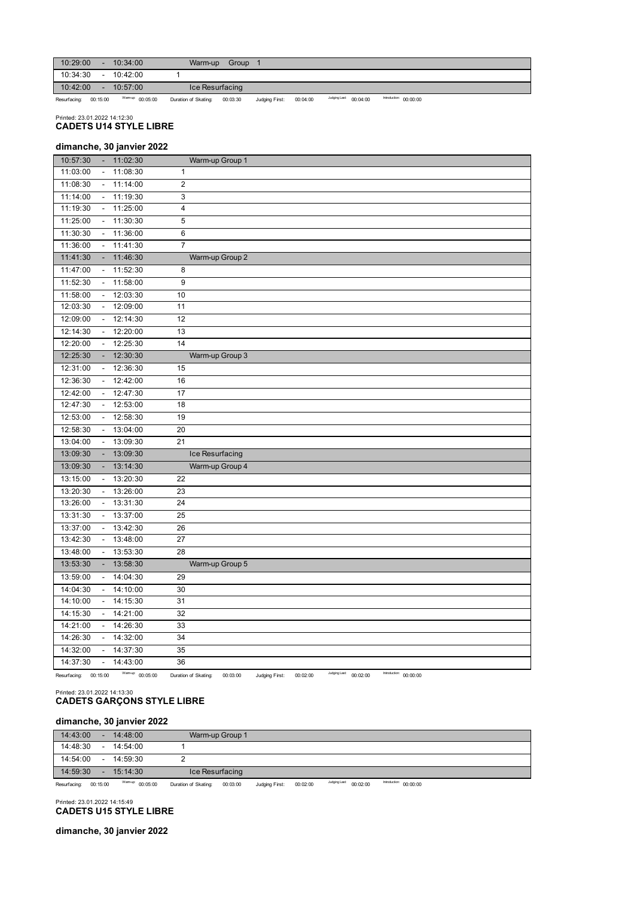| | | | |
|---|---|---|---|
| 10:29:00 | - | 10:34:00 | Warm-up Group 1 |
| 10:34:30 | - | 10:42:00 | 1 |
| 10:42:00 | - | 10:57:00 | Ice Resurfacing |

Resurfacing: 00:15:00 Warm-up: 00:05:00 Duration of Skating: 00:03:30 Judging First: 00:04:00 Judging Last: 00:04:00 Introduction: 00:00:00

Printed: 23.01.2022 14:12:30

## CADETS U14 STYLE LIBRE

### dimanche, 30 janvier 2022

| | | | |
|---|---|---|---|
| 10:57:30 | - | 11:02:30 | Warm-up Group 1 |
| 11:03:00 | - | 11:08:30 | 1 |
| 11:08:30 | - | 11:14:00 | 2 |
| 11:14:00 | - | 11:19:30 | 3 |
| 11:19:30 | - | 11:25:00 | 4 |
| 11:25:00 | - | 11:30:30 | 5 |
| 11:30:30 | - | 11:36:00 | 6 |
| 11:36:00 | - | 11:41:30 | 7 |
| 11:41:30 | - | 11:46:30 | Warm-up Group 2 |
| 11:47:00 | - | 11:52:30 | 8 |
| 11:52:30 | - | 11:58:00 | 9 |
| 11:58:00 | - | 12:03:30 | 10 |
| 12:03:30 | - | 12:09:00 | 11 |
| 12:09:00 | - | 12:14:30 | 12 |
| 12:14:30 | - | 12:20:00 | 13 |
| 12:20:00 | - | 12:25:30 | 14 |
| 12:25:30 | - | 12:30:30 | Warm-up Group 3 |
| 12:31:00 | - | 12:36:30 | 15 |
| 12:36:30 | - | 12:42:00 | 16 |
| 12:42:00 | - | 12:47:30 | 17 |
| 12:47:30 | - | 12:53:00 | 18 |
| 12:53:00 | - | 12:58:30 | 19 |
| 12:58:30 | - | 13:04:00 | 20 |
| 13:04:00 | - | 13:09:30 | 21 |
| 13:09:30 | - | 13:09:30 | Ice Resurfacing |
| 13:09:30 | - | 13:14:30 | Warm-up Group 4 |
| 13:15:00 | - | 13:20:30 | 22 |
| 13:20:30 | - | 13:26:00 | 23 |
| 13:26:00 | - | 13:31:30 | 24 |
| 13:31:30 | - | 13:37:00 | 25 |
| 13:37:00 | - | 13:42:30 | 26 |
| 13:42:30 | - | 13:48:00 | 27 |
| 13:48:00 | - | 13:53:30 | 28 |
| 13:53:30 | - | 13:58:30 | Warm-up Group 5 |
| 13:59:00 | - | 14:04:30 | 29 |
| 14:04:30 | - | 14:10:00 | 30 |
| 14:10:00 | - | 14:15:30 | 31 |
| 14:15:30 | - | 14:21:00 | 32 |
| 14:21:00 | - | 14:26:30 | 33 |
| 14:26:30 | - | 14:32:00 | 34 |
| 14:32:00 | - | 14:37:30 | 35 |
| 14:37:30 | - | 14:43:00 | 36 |

Resurfacing: 00:15:00 Warm-up: 00:05:00 Duration of Skating: 00:03:00 Judging First: 00:02:00 Judging Last: 00:02:00 Introduction: 00:00:00

Printed: 23.01.2022 14:13:30

## CADETS GARÇONS STYLE LIBRE

### dimanche, 30 janvier 2022

| | | | |
|---|---|---|---|
| 14:43:00 | - | 14:48:00 | Warm-up Group 1 |
| 14:48:30 | - | 14:54:00 | 1 |
| 14:54:00 | - | 14:59:30 | 2 |
| 14:59:30 | - | 15:14:30 | Ice Resurfacing |

Resurfacing: 00:15:00 Warm-up: 00:05:00 Duration of Skating: 00:03:00 Judging First: 00:02:00 Judging Last: 00:02:00 Introduction: 00:00:00

Printed: 23.01.2022 14:15:49

## CADETS U15 STYLE LIBRE

### dimanche, 30 janvier 2022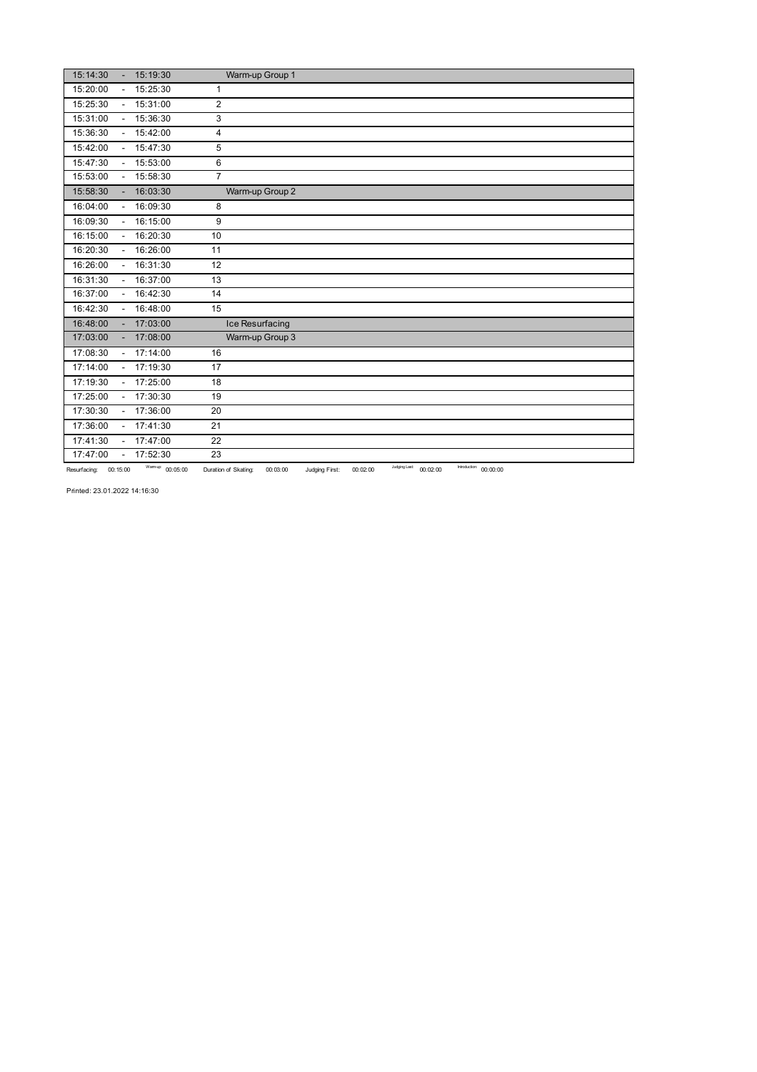| | | | |
|---|---|---|---|
| 15:14:30 | - | 15:19:30 | Warm-up Group 1 |
| 15:20:00 | - | 15:25:30 | 1 |
| 15:25:30 | - | 15:31:00 | 2 |
| 15:31:00 | - | 15:36:30 | 3 |
| 15:36:30 | - | 15:42:00 | 4 |
| 15:42:00 | - | 15:47:30 | 5 |
| 15:47:30 | - | 15:53:00 | 6 |
| 15:53:00 | - | 15:58:30 | 7 |
| 15:58:30 | - | 16:03:30 | Warm-up Group 2 |
| 16:04:00 | - | 16:09:30 | 8 |
| 16:09:30 | - | 16:15:00 | 9 |
| 16:15:00 | - | 16:20:30 | 10 |
| 16:20:30 | - | 16:26:00 | 11 |
| 16:26:00 | - | 16:31:30 | 12 |
| 16:31:30 | - | 16:37:00 | 13 |
| 16:37:00 | - | 16:42:30 | 14 |
| 16:42:30 | - | 16:48:00 | 15 |
| 16:48:00 | - | 17:03:00 | Ice Resurfacing |
| 17:03:00 | - | 17:08:00 | Warm-up Group 3 |
| 17:08:30 | - | 17:14:00 | 16 |
| 17:14:00 | - | 17:19:30 | 17 |
| 17:19:30 | - | 17:25:00 | 18 |
| 17:25:00 | - | 17:30:30 | 19 |
| 17:30:30 | - | 17:36:00 | 20 |
| 17:36:00 | - | 17:41:30 | 21 |
| 17:41:30 | - | 17:47:00 | 22 |
| 17:47:00 | - | 17:52:30 | 23 |

Resurfacing: 00:15:00 Warm-up: 00:05:00 Duration of Skating: 00:03:00 Judging First: 00:02:00 Judging Last: 00:02:00 Introduction: 00:00:00

Printed: 23.01.2022 14:16:30